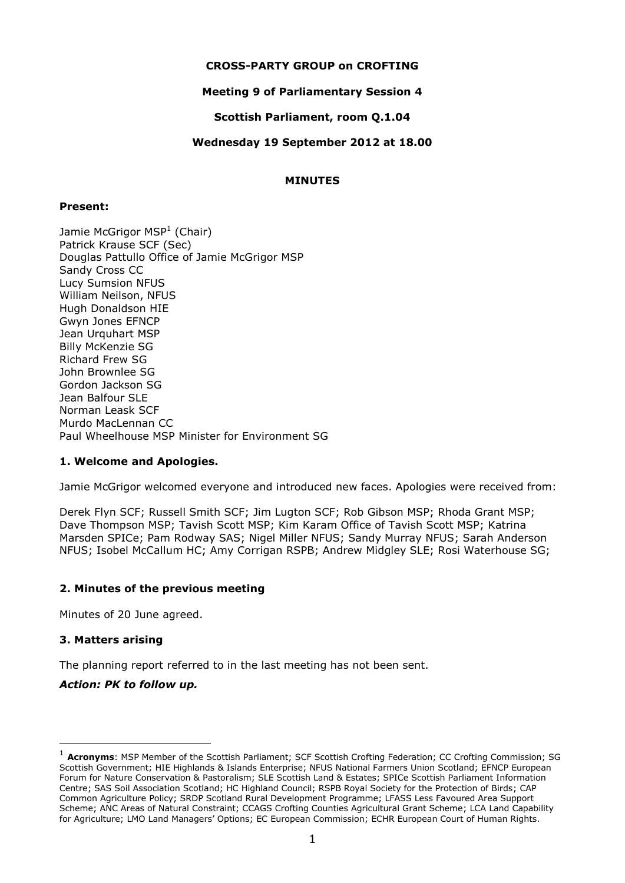**CROSS-PARTY GROUP on CROFTING**

**Meeting 9 of Parliamentary Session 4**

**Scottish Parliament, room Q.1.04**

**Wednesday 19 September 2012 at 18.00**

**MINUTES**

**Present:**

Jamie McGrigor MSP[1] (Chair)
Patrick Krause SCF (Sec)
Douglas Pattullo Office of Jamie McGrigor MSP
Sandy Cross CC
Lucy Sumsion NFUS
William Neilson, NFUS
Hugh Donaldson HIE
Gwyn Jones EFNCP
Jean Urquhart MSP
Billy McKenzie SG
Richard Frew SG
John Brownlee SG
Gordon Jackson SG
Jean Balfour SLE
Norman Leask SCF
Murdo MacLennan CC
Paul Wheelhouse MSP Minister for Environment SG

## 1. Welcome and Apologies.

Jamie McGrigor welcomed everyone and introduced new faces. Apologies were received from:

Derek Flyn SCF; Russell Smith SCF; Jim Lugton SCF; Rob Gibson MSP; Rhoda Grant MSP; Dave Thompson MSP; Tavish Scott MSP; Kim Karam Office of Tavish Scott MSP; Katrina Marsden SPICe; Pam Rodway SAS; Nigel Miller NFUS; Sandy Murray NFUS; Sarah Anderson NFUS; Isobel McCallum HC; Amy Corrigan RSPB; Andrew Midgley SLE; Rosi Waterhouse SG;

## 2. Minutes of the previous meeting

Minutes of 20 June agreed.

## 3. Matters arising

The planning report referred to in the last meeting has not been sent.

***Action: PK to follow up.***

---

[1] **Acronyms**: MSP Member of the Scottish Parliament; SCF Scottish Crofting Federation; CC Crofting Commission; SG Scottish Government; HIE Highlands & Islands Enterprise; NFUS National Farmers Union Scotland; EFNCP European Forum for Nature Conservation & Pastoralism; SLE Scottish Land & Estates; SPICe Scottish Parliament Information Centre; SAS Soil Association Scotland; HC Highland Council; RSPB Royal Society for the Protection of Birds; CAP Common Agriculture Policy; SRDP Scotland Rural Development Programme; LFASS Less Favoured Area Support Scheme; ANC Areas of Natural Constraint; CCAGS Crofting Counties Agricultural Grant Scheme; LCA Land Capability for Agriculture; LMO Land Managers' Options; EC European Commission; ECHR European Court of Human Rights.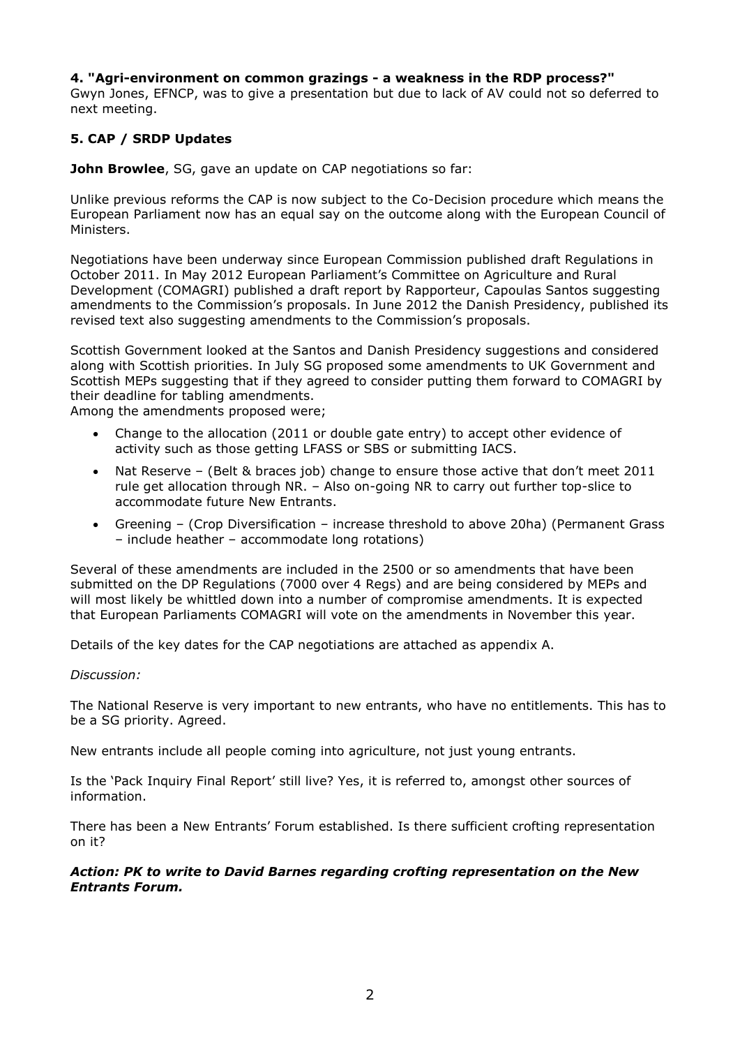### 4. "Agri-environment on common grazings - a weakness in the RDP process?"

Gwyn Jones, EFNCP, was to give a presentation but due to lack of AV could not so deferred to next meeting.

### 5. CAP / SRDP Updates

**John Browlee**, SG, gave an update on CAP negotiations so far:

Unlike previous reforms the CAP is now subject to the Co-Decision procedure which means the European Parliament now has an equal say on the outcome along with the European Council of Ministers.

Negotiations have been underway since European Commission published draft Regulations in October 2011. In May 2012 European Parliament's Committee on Agriculture and Rural Development (COMAGRI) published a draft report by Rapporteur, Capoulas Santos suggesting amendments to the Commission's proposals. In June 2012 the Danish Presidency, published its revised text also suggesting amendments to the Commission's proposals.

Scottish Government looked at the Santos and Danish Presidency suggestions and considered along with Scottish priorities. In July SG proposed some amendments to UK Government and Scottish MEPs suggesting that if they agreed to consider putting them forward to COMAGRI by their deadline for tabling amendments.
Among the amendments proposed were;

- Change to the allocation (2011 or double gate entry) to accept other evidence of activity such as those getting LFASS or SBS or submitting IACS.
- Nat Reserve – (Belt & braces job) change to ensure those active that don't meet 2011 rule get allocation through NR. – Also on-going NR to carry out further top-slice to accommodate future New Entrants.
- Greening – (Crop Diversification – increase threshold to above 20ha) (Permanent Grass – include heather – accommodate long rotations)

Several of these amendments are included in the 2500 or so amendments that have been submitted on the DP Regulations (7000 over 4 Regs) and are being considered by MEPs and will most likely be whittled down into a number of compromise amendments. It is expected that European Parliaments COMAGRI will vote on the amendments in November this year.

Details of the key dates for the CAP negotiations are attached as appendix A.

*Discussion:*

The National Reserve is very important to new entrants, who have no entitlements. This has to be a SG priority. Agreed.

New entrants include all people coming into agriculture, not just young entrants.

Is the 'Pack Inquiry Final Report' still live? Yes, it is referred to, amongst other sources of information.

There has been a New Entrants' Forum established. Is there sufficient crofting representation on it?

***Action: PK to write to David Barnes regarding crofting representation on the New Entrants Forum.***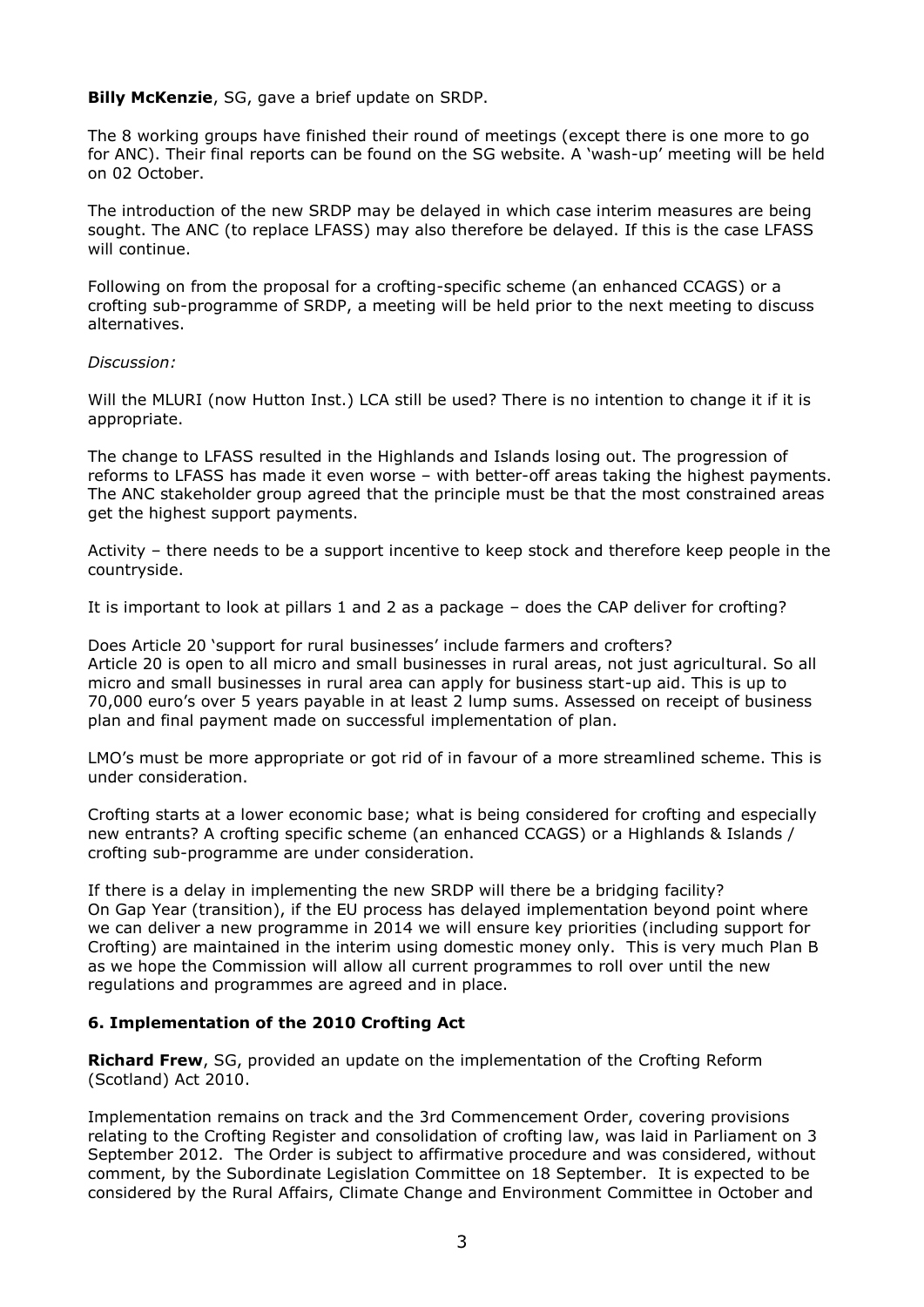**Billy McKenzie**, SG, gave a brief update on SRDP.

The 8 working groups have finished their round of meetings (except there is one more to go for ANC). Their final reports can be found on the SG website. A 'wash-up' meeting will be held on 02 October.

The introduction of the new SRDP may be delayed in which case interim measures are being sought. The ANC (to replace LFASS) may also therefore be delayed. If this is the case LFASS will continue.

Following on from the proposal for a crofting-specific scheme (an enhanced CCAGS) or a crofting sub-programme of SRDP, a meeting will be held prior to the next meeting to discuss alternatives.

*Discussion:*

Will the MLURI (now Hutton Inst.) LCA still be used? There is no intention to change it if it is appropriate.

The change to LFASS resulted in the Highlands and Islands losing out. The progression of reforms to LFASS has made it even worse – with better-off areas taking the highest payments. The ANC stakeholder group agreed that the principle must be that the most constrained areas get the highest support payments.

Activity – there needs to be a support incentive to keep stock and therefore keep people in the countryside.

It is important to look at pillars 1 and 2 as a package – does the CAP deliver for crofting?

Does Article 20 'support for rural businesses' include farmers and crofters?
Article 20 is open to all micro and small businesses in rural areas, not just agricultural. So all micro and small businesses in rural area can apply for business start-up aid. This is up to 70,000 euro's over 5 years payable in at least 2 lump sums. Assessed on receipt of business plan and final payment made on successful implementation of plan.

LMO's must be more appropriate or got rid of in favour of a more streamlined scheme. This is under consideration.

Crofting starts at a lower economic base; what is being considered for crofting and especially new entrants? A crofting specific scheme (an enhanced CCAGS) or a Highlands & Islands / crofting sub-programme are under consideration.

If there is a delay in implementing the new SRDP will there be a bridging facility?
On Gap Year (transition), if the EU process has delayed implementation beyond point where we can deliver a new programme in 2014 we will ensure key priorities (including support for Crofting) are maintained in the interim using domestic money only. This is very much Plan B as we hope the Commission will allow all current programmes to roll over until the new regulations and programmes are agreed and in place.

## 6. Implementation of the 2010 Crofting Act

**Richard Frew**, SG, provided an update on the implementation of the Crofting Reform (Scotland) Act 2010.

Implementation remains on track and the 3rd Commencement Order, covering provisions relating to the Crofting Register and consolidation of crofting law, was laid in Parliament on 3 September 2012. The Order is subject to affirmative procedure and was considered, without comment, by the Subordinate Legislation Committee on 18 September. It is expected to be considered by the Rural Affairs, Climate Change and Environment Committee in October and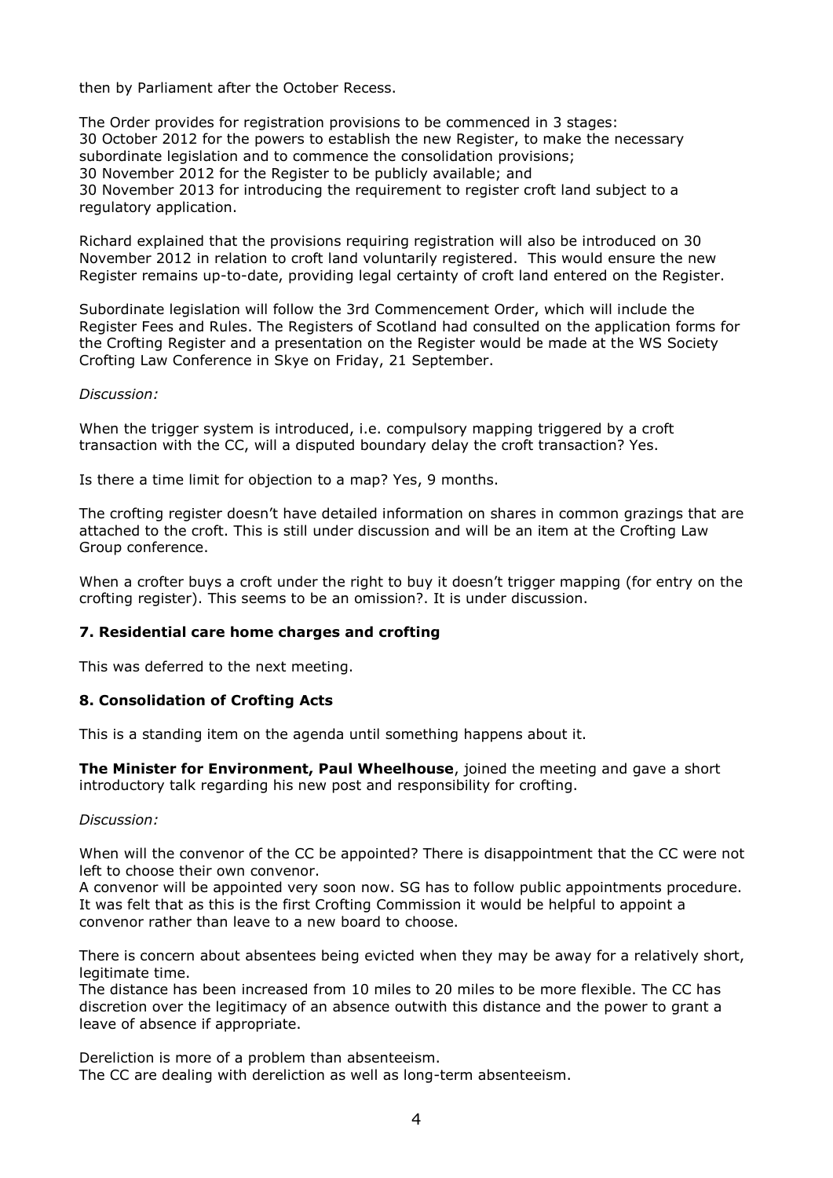then by Parliament after the October Recess.

The Order provides for registration provisions to be commenced in 3 stages:
30 October 2012 for the powers to establish the new Register, to make the necessary subordinate legislation and to commence the consolidation provisions;
30 November 2012 for the Register to be publicly available; and
30 November 2013 for introducing the requirement to register croft land subject to a regulatory application.

Richard explained that the provisions requiring registration will also be introduced on 30 November 2012 in relation to croft land voluntarily registered. This would ensure the new Register remains up-to-date, providing legal certainty of croft land entered on the Register.

Subordinate legislation will follow the 3rd Commencement Order, which will include the Register Fees and Rules. The Registers of Scotland had consulted on the application forms for the Crofting Register and a presentation on the Register would be made at the WS Society Crofting Law Conference in Skye on Friday, 21 September.

*Discussion:*

When the trigger system is introduced, i.e. compulsory mapping triggered by a croft transaction with the CC, will a disputed boundary delay the croft transaction? Yes.

Is there a time limit for objection to a map? Yes, 9 months.

The crofting register doesn't have detailed information on shares in common grazings that are attached to the croft. This is still under discussion and will be an item at the Crofting Law Group conference.

When a crofter buys a croft under the right to buy it doesn't trigger mapping (for entry on the crofting register). This seems to be an omission?. It is under discussion.

### 7. Residential care home charges and crofting

This was deferred to the next meeting.

### 8. Consolidation of Crofting Acts

This is a standing item on the agenda until something happens about it.

**The Minister for Environment, Paul Wheelhouse**, joined the meeting and gave a short introductory talk regarding his new post and responsibility for crofting.

*Discussion:*

When will the convenor of the CC be appointed? There is disappointment that the CC were not left to choose their own convenor.
A convenor will be appointed very soon now. SG has to follow public appointments procedure. It was felt that as this is the first Crofting Commission it would be helpful to appoint a convenor rather than leave to a new board to choose.

There is concern about absentees being evicted when they may be away for a relatively short, legitimate time.
The distance has been increased from 10 miles to 20 miles to be more flexible. The CC has discretion over the legitimacy of an absence outwith this distance and the power to grant a leave of absence if appropriate.

Dereliction is more of a problem than absenteeism.
The CC are dealing with dereliction as well as long-term absenteeism.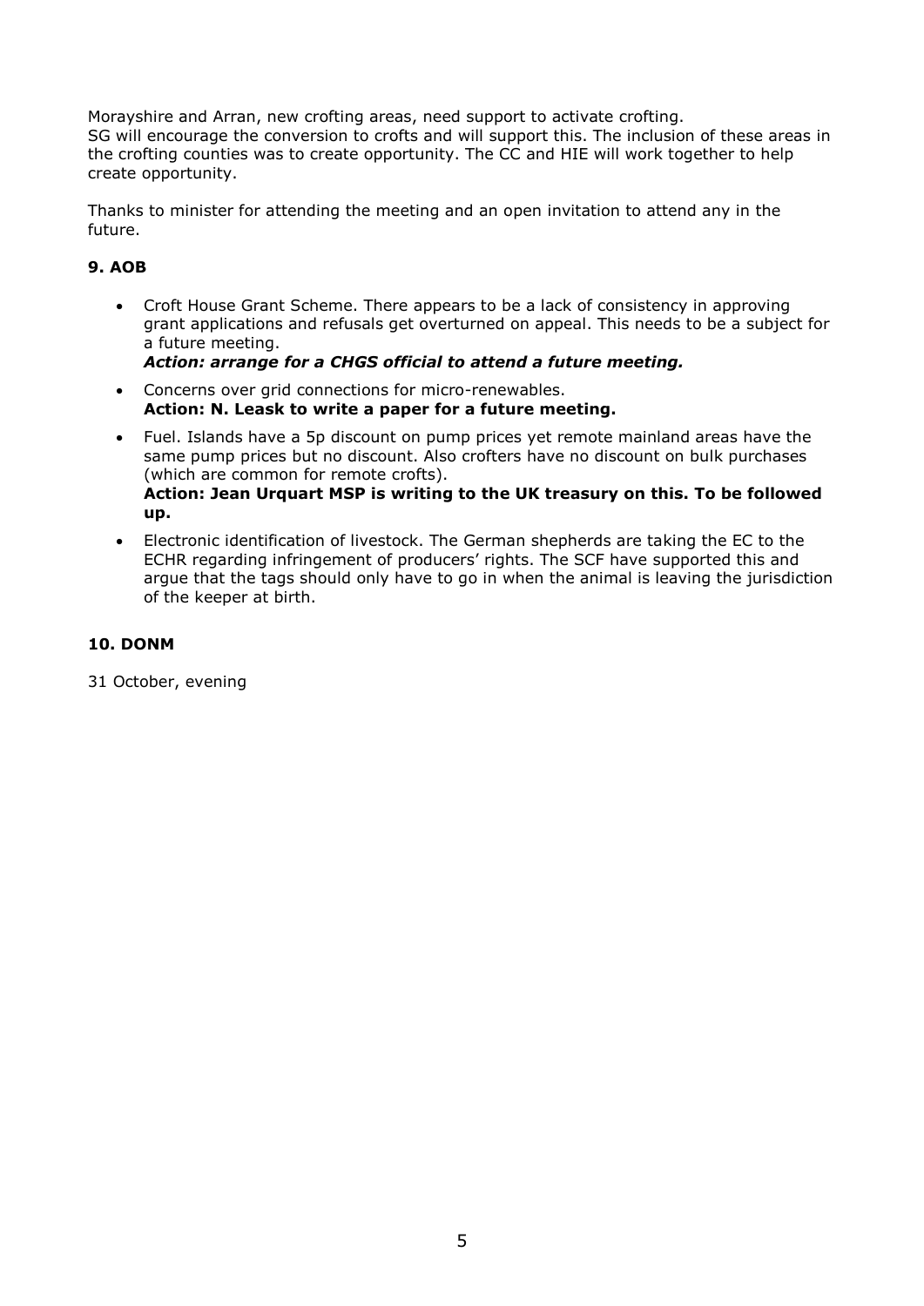Morayshire and Arran, new crofting areas, need support to activate crofting.
SG will encourage the conversion to crofts and will support this. The inclusion of these areas in the crofting counties was to create opportunity. The CC and HIE will work together to help create opportunity.

Thanks to minister for attending the meeting and an open invitation to attend any in the future.

### 9. AOB

- Croft House Grant Scheme. There appears to be a lack of consistency in approving grant applications and refusals get overturned on appeal. This needs to be a subject for a future meeting.
  ***Action: arrange for a CHGS official to attend a future meeting.***
- Concerns over grid connections for micro-renewables.
  **Action: N. Leask to write a paper for a future meeting.**
- Fuel. Islands have a 5p discount on pump prices yet remote mainland areas have the same pump prices but no discount. Also crofters have no discount on bulk purchases (which are common for remote crofts).
  **Action: Jean Urquart MSP is writing to the UK treasury on this. To be followed up.**
- Electronic identification of livestock. The German shepherds are taking the EC to the ECHR regarding infringement of producers' rights. The SCF have supported this and argue that the tags should only have to go in when the animal is leaving the jurisdiction of the keeper at birth.

### 10. DONM

31 October, evening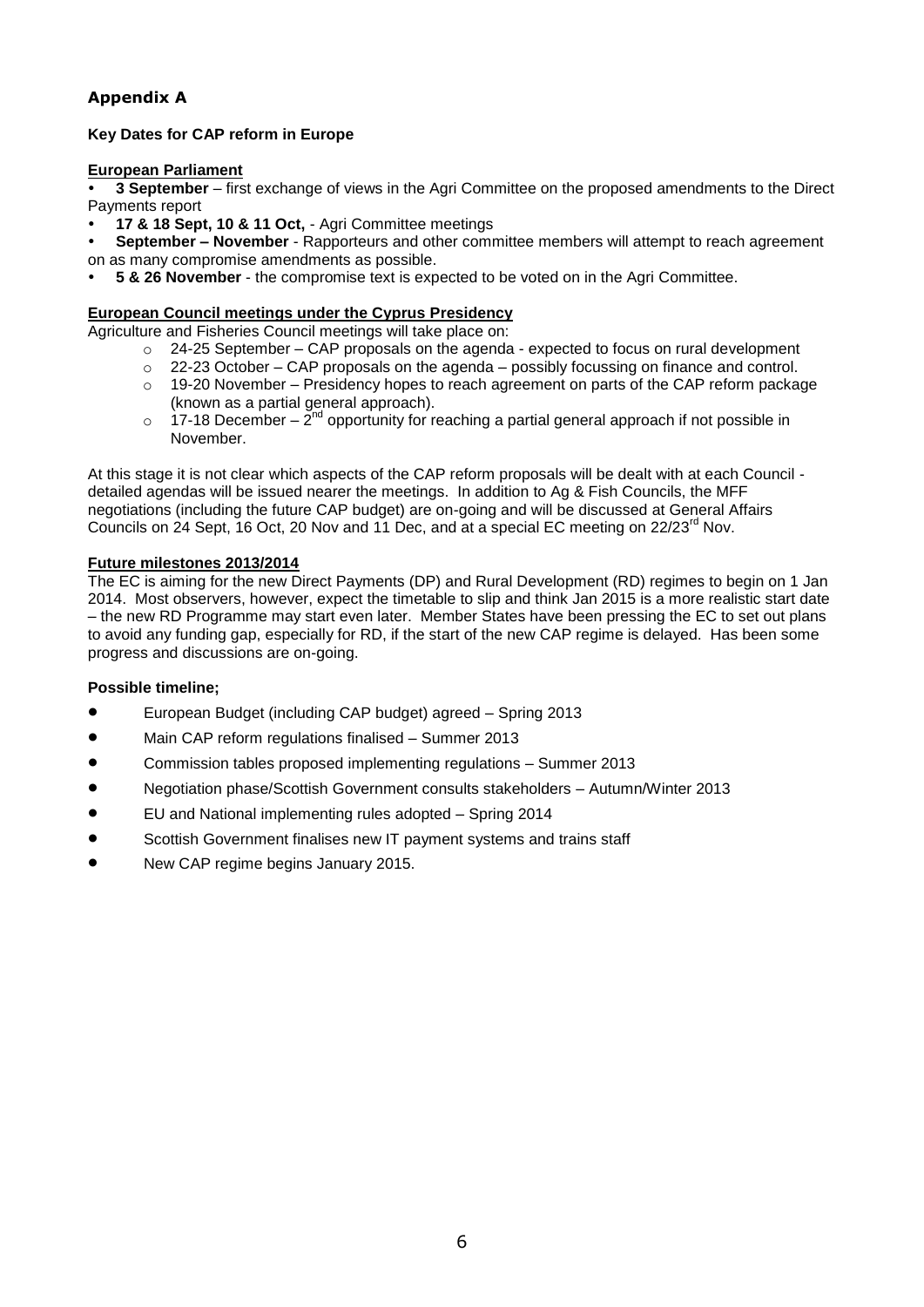## Appendix A

**Key Dates for CAP reform in Europe**

**European Parliament**

- **3 September** – first exchange of views in the Agri Committee on the proposed amendments to the Direct Payments report
- **17 & 18 Sept, 10 & 11 Oct,** - Agri Committee meetings
- **September – November** - Rapporteurs and other committee members will attempt to reach agreement on as many compromise amendments as possible.
- **5 & 26 November** - the compromise text is expected to be voted on in the Agri Committee.

**European Council meetings under the Cyprus Presidency**

Agriculture and Fisheries Council meetings will take place on:

- 24-25 September – CAP proposals on the agenda - expected to focus on rural development
- 22-23 October – CAP proposals on the agenda – possibly focussing on finance and control.
- 19-20 November – Presidency hopes to reach agreement on parts of the CAP reform package (known as a partial general approach).
- 17-18 December – 2nd opportunity for reaching a partial general approach if not possible in November.

At this stage it is not clear which aspects of the CAP reform proposals will be dealt with at each Council - detailed agendas will be issued nearer the meetings. In addition to Ag & Fish Councils, the MFF negotiations (including the future CAP budget) are on-going and will be discussed at General Affairs Councils on 24 Sept, 16 Oct, 20 Nov and 11 Dec, and at a special EC meeting on 22/23rd Nov.

**Future milestones 2013/2014**

The EC is aiming for the new Direct Payments (DP) and Rural Development (RD) regimes to begin on 1 Jan 2014. Most observers, however, expect the timetable to slip and think Jan 2015 is a more realistic start date – the new RD Programme may start even later. Member States have been pressing the EC to set out plans to avoid any funding gap, especially for RD, if the start of the new CAP regime is delayed. Has been some progress and discussions are on-going.

**Possible timeline;**

- European Budget (including CAP budget) agreed – Spring 2013
- Main CAP reform regulations finalised – Summer 2013
- Commission tables proposed implementing regulations – Summer 2013
- Negotiation phase/Scottish Government consults stakeholders – Autumn/Winter 2013
- EU and National implementing rules adopted – Spring 2014
- Scottish Government finalises new IT payment systems and trains staff
- New CAP regime begins January 2015.